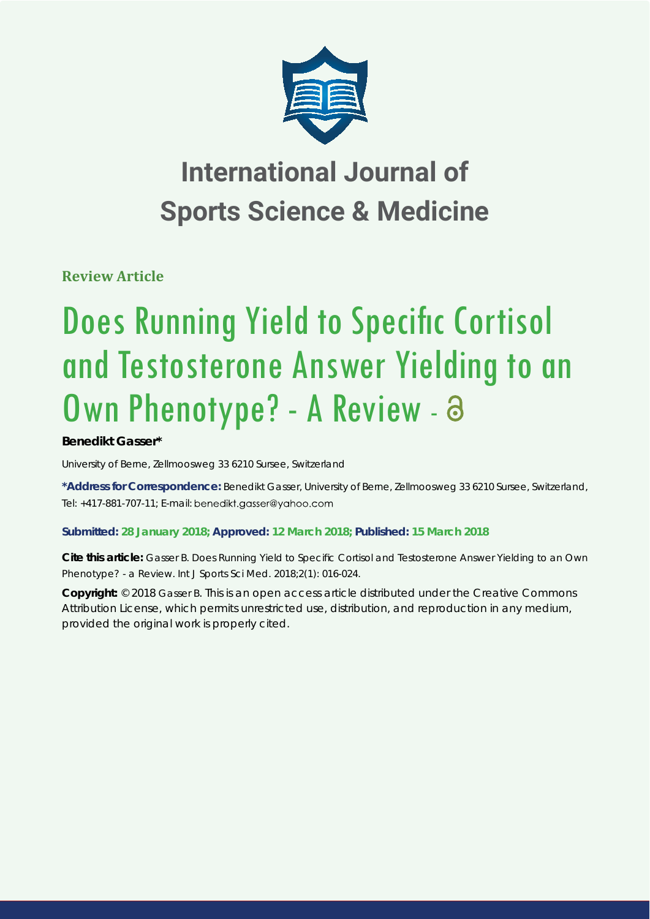# International Journal of Sports Science & Medicine

**Review Article**

# Does Running Yield to Specific Cortisol and Testosterone Answer Yielding to an Own Phenotype? - A Review

**Benedikt Gasser***

University of Berne, Zellmoosweg 33 6210 Sursee, Switzerland

***Address for Correspondence:** Benedikt Gasser, University of Berne, Zellmoosweg 33 6210 Sursee, Switzerland, Tel: +417-881-707-11; E-mail: benedikt.gasser@yahoo.com

**Submitted: 28 January 2018; Approved: 12 March 2018; Published: 15 March 2018**

**Cite this article:** Gasser B. Does Running Yield to Specific Cortisol and Testosterone Answer Yielding to an Own Phenotype? - a Review. Int J Sports Sci Med. 2018;2(1): 016-024.

**Copyright:** © 2018 Gasser B. This is an open access article distributed under the Creative Commons Attribution License, which permits unrestricted use, distribution, and reproduction in any medium, provided the original work is properly cited.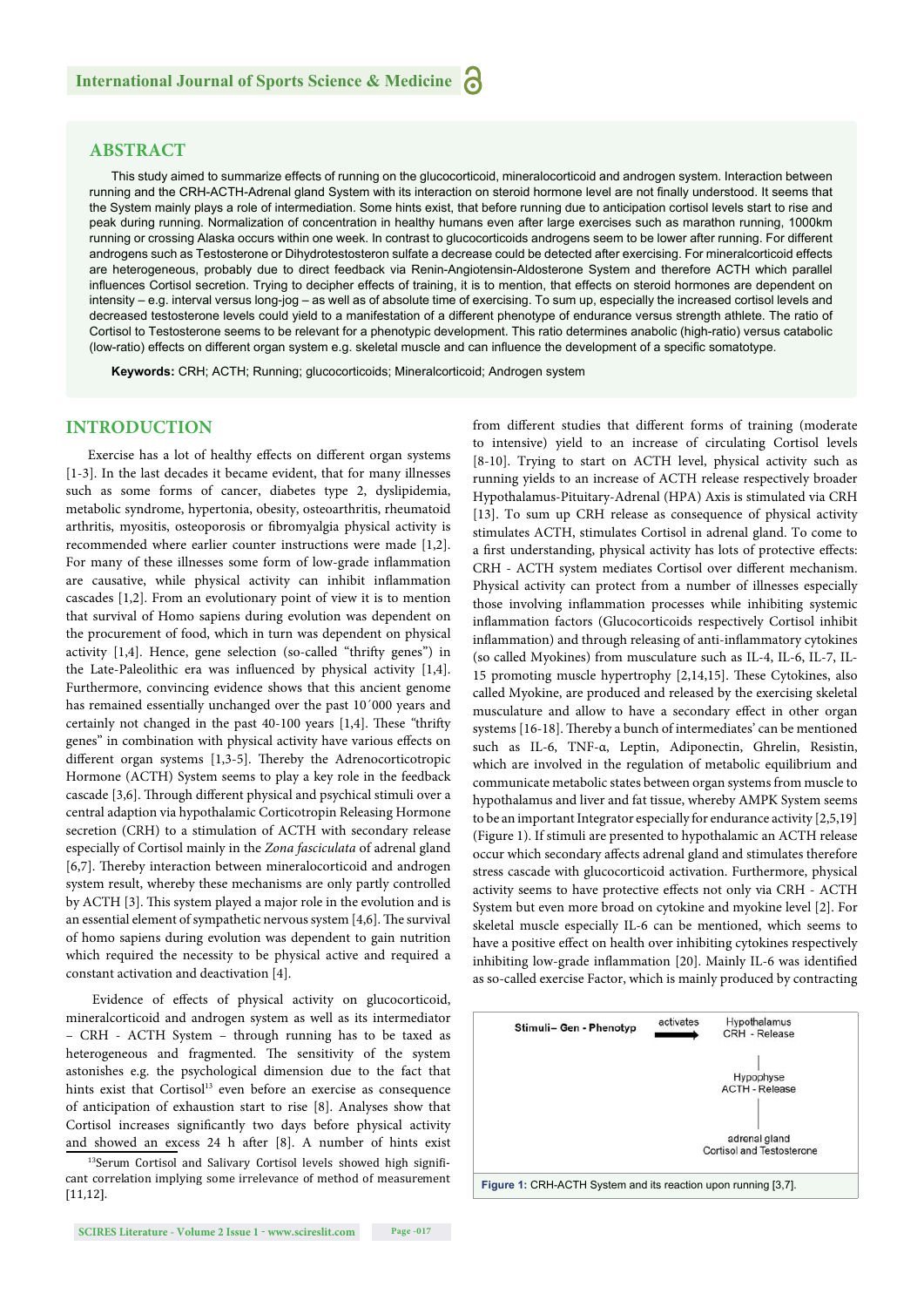## ABSTRACT

This study aimed to summarize effects of running on the glucocorticoid, mineralocorticoid and androgen system. Interaction between running and the CRH-ACTH-Adrenal gland System with its interaction on steroid hormone level are not finally understood. It seems that the System mainly plays a role of intermediation. Some hints exist, that before running due to anticipation cortisol levels start to rise and peak during running. Normalization of concentration in healthy humans even after large exercises such as marathon running, 1000km running or crossing Alaska occurs within one week. In contrast to glucocorticoids androgens seem to be lower after running. For different androgens such as Testosterone or Dihydrotestosteron sulfate a decrease could be detected after exercising. For mineralcorticoid effects are heterogeneous, probably due to direct feedback via Renin-Angiotensin-Aldosterone System and therefore ACTH which parallel influences Cortisol secretion. Trying to decipher effects of training, it is to mention, that effects on steroid hormones are dependent on intensity – e.g. interval versus long-jog – as well as of absolute time of exercising. To sum up, especially the increased cortisol levels and decreased testosterone levels could yield to a manifestation of a different phenotype of endurance versus strength athlete. The ratio of Cortisol to Testosterone seems to be relevant for a phenotypic development. This ratio determines anabolic (high-ratio) versus catabolic (low-ratio) effects on different organ system e.g. skeletal muscle and can influence the development of a specific somatotype.

**Keywords:** CRH; ACTH; Running; glucocorticoids; Mineralcorticoid; Androgen system

## INTRODUCTION

Exercise has a lot of healthy effects on different organ systems [1-3]. In the last decades it became evident, that for many illnesses such as some forms of cancer, diabetes type 2, dyslipidemia, metabolic syndrome, hypertonia, obesity, osteoarthritis, rheumatoid arthritis, myositis, osteoporosis or fibromyalgia physical activity is recommended where earlier counter instructions were made [1,2]. For many of these illnesses some form of low-grade inflammation are causative, while physical activity can inhibit inflammation cascades [1,2]. From an evolutionary point of view it is to mention that survival of Homo sapiens during evolution was dependent on the procurement of food, which in turn was dependent on physical activity [1,4]. Hence, gene selection (so-called "thrifty genes") in the Late-Paleolithic era was influenced by physical activity [1,4]. Furthermore, convincing evidence shows that this ancient genome has remained essentially unchanged over the past 10´000 years and certainly not changed in the past 40-100 years [1,4]. These "thrifty genes" in combination with physical activity have various effects on different organ systems [1,3-5]. Thereby the Adrenocorticotropic Hormone (ACTH) System seems to play a key role in the feedback cascade [3,6]. Through different physical and psychical stimuli over a central adaption via hypothalamic Corticotropin Releasing Hormone secretion (CRH) to a stimulation of ACTH with secondary release especially of Cortisol mainly in the *Zona fasciculata* of adrenal gland [6,7]. Thereby interaction between mineralocorticoid and androgen system result, whereby these mechanisms are only partly controlled by ACTH [3]. This system played a major role in the evolution and is an essential element of sympathetic nervous system [4,6]. The survival of homo sapiens during evolution was dependent to gain nutrition which required the necessity to be physical active and required a constant activation and deactivation [4].

Evidence of effects of physical activity on glucocorticoid, mineralcorticoid and androgen system as well as its intermediator – CRH - ACTH System – through running has to be taxed as heterogeneous and fragmented. The sensitivity of the system astonishes e.g. the psychological dimension due to the fact that hints exist that Cortisol[13] even before an exercise as consequence of anticipation of exhaustion start to rise [8]. Analyses show that Cortisol increases significantly two days before physical activity and showed an excess 24 h after [8]. A number of hints exist from different studies that different forms of training (moderate to intensive) yield to an increase of circulating Cortisol levels [8-10]. Trying to start on ACTH level, physical activity such as running yields to an increase of ACTH release respectively broader Hypothalamus-Pituitary-Adrenal (HPA) Axis is stimulated via CRH [13]. To sum up CRH release as consequence of physical activity stimulates ACTH, stimulates Cortisol in adrenal gland. To come to a first understanding, physical activity has lots of protective effects: CRH - ACTH system mediates Cortisol over different mechanism. Physical activity can protect from a number of illnesses especially those involving inflammation processes while inhibiting systemic inflammation factors (Glucocorticoids respectively Cortisol inhibit inflammation) and through releasing of anti-inflammatory cytokines (so called Myokines) from musculature such as IL-4, IL-6, IL-7, IL-15 promoting muscle hypertrophy [2,14,15]. These Cytokines, also called Myokine, are produced and released by the exercising skeletal musculature and allow to have a secondary effect in other organ systems [16-18]. Thereby a bunch of intermediates' can be mentioned such as IL-6, TNF-α, Leptin, Adiponectin, Ghrelin, Resistin, which are involved in the regulation of metabolic equilibrium and communicate metabolic states between organ systems from muscle to hypothalamus and liver and fat tissue, whereby AMPK System seems to be an important Integrator especially for endurance activity [2,5,19] (Figure 1). If stimuli are presented to hypothalamic an ACTH release occur which secondary affects adrenal gland and stimulates therefore stress cascade with glucocorticoid activation. Furthermore, physical activity seems to have protective effects not only via CRH - ACTH System but even more broad on cytokine and myokine level [2]. For skeletal muscle especially IL-6 can be mentioned, which seems to have a positive effect on health over inhibiting cytokines respectively inhibiting low-grade inflammation [20]. Mainly IL-6 was identified as so-called exercise Factor, which is mainly produced by contracting

| Stimuli– Gen - Phenotyp | activates → | Hypothalamus CRH - Release |
|---|---|---|
| | | Hypophyse ACTH - Release |
| | | adrenal gland Cortisol and Testosterone |

**Figure 1:** CRH-ACTH System and its reaction upon running [3,7].

[13] Serum Cortisol and Salivary Cortisol levels showed high significant correlation implying some irrelevance of method of measurement [11,12].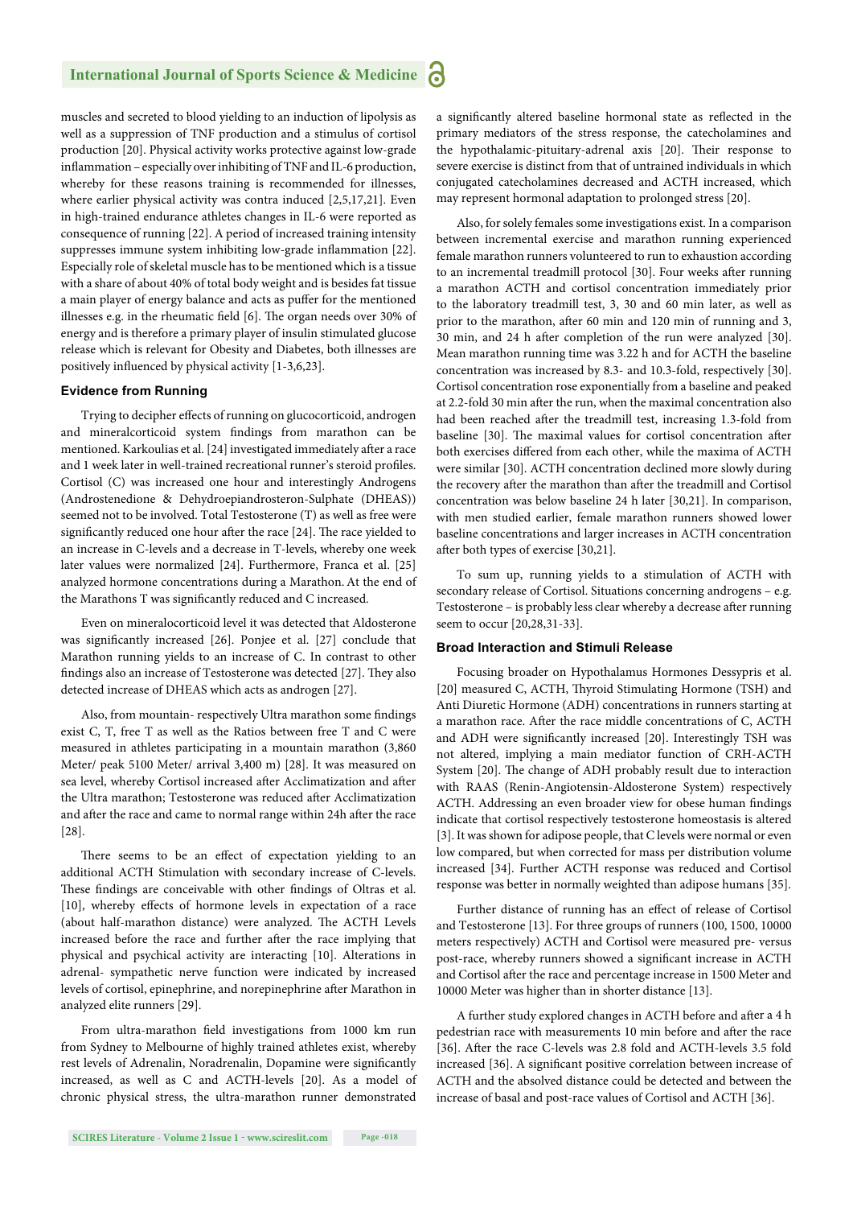muscles and secreted to blood yielding to an induction of lipolysis as well as a suppression of TNF production and a stimulus of cortisol production [20]. Physical activity works protective against low-grade inflammation – especially over inhibiting of TNF and IL-6 production, whereby for these reasons training is recommended for illnesses, where earlier physical activity was contra induced [2,5,17,21]. Even in high-trained endurance athletes changes in IL-6 were reported as consequence of running [22]. A period of increased training intensity suppresses immune system inhibiting low-grade inflammation [22]. Especially role of skeletal muscle has to be mentioned which is a tissue with a share of about 40% of total body weight and is besides fat tissue a main player of energy balance and acts as puffer for the mentioned illnesses e.g. in the rheumatic field [6]. The organ needs over 30% of energy and is therefore a primary player of insulin stimulated glucose release which is relevant for Obesity and Diabetes, both illnesses are positively influenced by physical activity [1-3,6,23].

### Evidence from Running

Trying to decipher effects of running on glucocorticoid, androgen and mineralcorticoid system findings from marathon can be mentioned. Karkoulias et al. [24] investigated immediately after a race and 1 week later in well-trained recreational runner's steroid profiles. Cortisol (C) was increased one hour and interestingly Androgens (Androstenedione & Dehydroepiandrosteron-Sulphate (DHEAS)) seemed not to be involved. Total Testosterone (T) as well as free were significantly reduced one hour after the race [24]. The race yielded to an increase in C-levels and a decrease in T-levels, whereby one week later values were normalized [24]. Furthermore, Franca et al. [25] analyzed hormone concentrations during a Marathon. At the end of the Marathons T was significantly reduced and C increased.

Even on mineralocorticoid level it was detected that Aldosterone was significantly increased [26]. Ponjee et al. [27] conclude that Marathon running yields to an increase of C. In contrast to other findings also an increase of Testosterone was detected [27]. They also detected increase of DHEAS which acts as androgen [27].

Also, from mountain- respectively Ultra marathon some findings exist C, T, free T as well as the Ratios between free T and C were measured in athletes participating in a mountain marathon (3,860 Meter/ peak 5100 Meter/ arrival 3,400 m) [28]. It was measured on sea level, whereby Cortisol increased after Acclimatization and after the Ultra marathon; Testosterone was reduced after Acclimatization and after the race and came to normal range within 24h after the race [28].

There seems to be an effect of expectation yielding to an additional ACTH Stimulation with secondary increase of C-levels. These findings are conceivable with other findings of Oltras et al. [10], whereby effects of hormone levels in expectation of a race (about half-marathon distance) were analyzed. The ACTH Levels increased before the race and further after the race implying that physical and psychical activity are interacting [10]. Alterations in adrenal- sympathetic nerve function were indicated by increased levels of cortisol, epinephrine, and norepinephrine after Marathon in analyzed elite runners [29].

From ultra-marathon field investigations from 1000 km run from Sydney to Melbourne of highly trained athletes exist, whereby rest levels of Adrenalin, Noradrenalin, Dopamine were significantly increased, as well as C and ACTH-levels [20]. As a model of chronic physical stress, the ultra-marathon runner demonstrated a significantly altered baseline hormonal state as reflected in the primary mediators of the stress response, the catecholamines and the hypothalamic-pituitary-adrenal axis [20]. Their response to severe exercise is distinct from that of untrained individuals in which conjugated catecholamines decreased and ACTH increased, which may represent hormonal adaptation to prolonged stress [20].

Also, for solely females some investigations exist. In a comparison between incremental exercise and marathon running experienced female marathon runners volunteered to run to exhaustion according to an incremental treadmill protocol [30]. Four weeks after running a marathon ACTH and cortisol concentration immediately prior to the laboratory treadmill test, 3, 30 and 60 min later, as well as prior to the marathon, after 60 min and 120 min of running and 3, 30 min, and 24 h after completion of the run were analyzed [30]. Mean marathon running time was 3.22 h and for ACTH the baseline concentration was increased by 8.3- and 10.3-fold, respectively [30]. Cortisol concentration rose exponentially from a baseline and peaked at 2.2-fold 30 min after the run, when the maximal concentration also had been reached after the treadmill test, increasing 1.3-fold from baseline [30]. The maximal values for cortisol concentration after both exercises differed from each other, while the maxima of ACTH were similar [30]. ACTH concentration declined more slowly during the recovery after the marathon than after the treadmill and Cortisol concentration was below baseline 24 h later [30,21]. In comparison, with men studied earlier, female marathon runners showed lower baseline concentrations and larger increases in ACTH concentration after both types of exercise [30,21].

To sum up, running yields to a stimulation of ACTH with secondary release of Cortisol. Situations concerning androgens – e.g. Testosterone – is probably less clear whereby a decrease after running seem to occur [20,28,31-33].

### Broad Interaction and Stimuli Release

Focusing broader on Hypothalamus Hormones Dessypris et al. [20] measured C, ACTH, Thyroid Stimulating Hormone (TSH) and Anti Diuretic Hormone (ADH) concentrations in runners starting at a marathon race. After the race middle concentrations of C, ACTH and ADH were significantly increased [20]. Interestingly TSH was not altered, implying a main mediator function of CRH-ACTH System [20]. The change of ADH probably result due to interaction with RAAS (Renin-Angiotensin-Aldosterone System) respectively ACTH. Addressing an even broader view for obese human findings indicate that cortisol respectively testosterone homeostasis is altered [3]. It was shown for adipose people, that C levels were normal or even low compared, but when corrected for mass per distribution volume increased [34]. Further ACTH response was reduced and Cortisol response was better in normally weighted than adipose humans [35].

Further distance of running has an effect of release of Cortisol and Testosterone [13]. For three groups of runners (100, 1500, 10000 meters respectively) ACTH and Cortisol were measured pre- versus post-race, whereby runners showed a significant increase in ACTH and Cortisol after the race and percentage increase in 1500 Meter and 10000 Meter was higher than in shorter distance [13].

A further study explored changes in ACTH before and after a 4 h pedestrian race with measurements 10 min before and after the race [36]. After the race C-levels was 2.8 fold and ACTH-levels 3.5 fold increased [36]. A significant positive correlation between increase of ACTH and the absolved distance could be detected and between the increase of basal and post-race values of Cortisol and ACTH [36].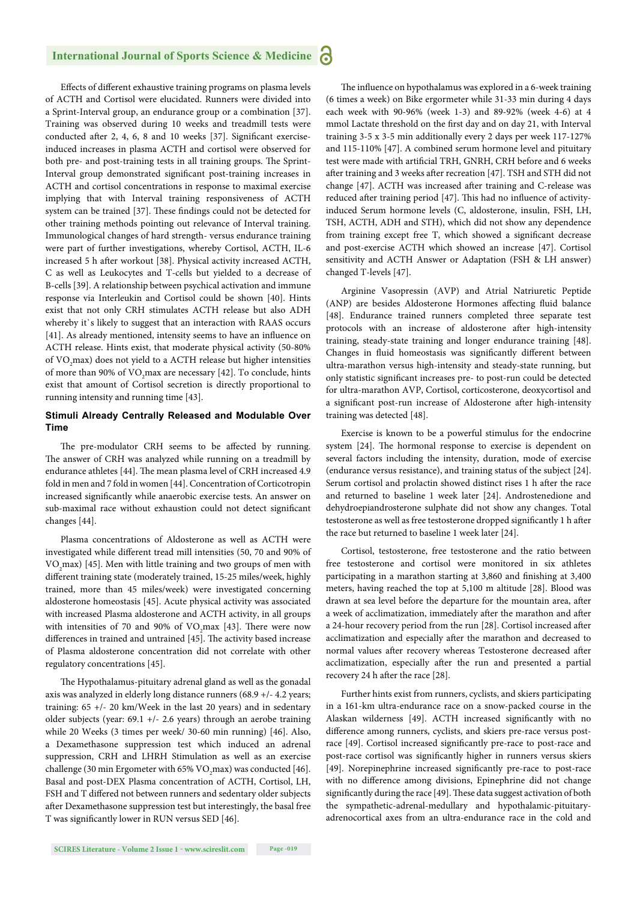Effects of different exhaustive training programs on plasma levels of ACTH and Cortisol were elucidated. Runners were divided into a Sprint-Interval group, an endurance group or a combination [37]. Training was observed during 10 weeks and treadmill tests were conducted after 2, 4, 6, 8 and 10 weeks [37]. Significant exercise-induced increases in plasma ACTH and cortisol were observed for both pre- and post-training tests in all training groups. The Sprint-Interval group demonstrated significant post-training increases in ACTH and cortisol concentrations in response to maximal exercise implying that with Interval training responsiveness of ACTH system can be trained [37]. These findings could not be detected for other training methods pointing out relevance of Interval training. Immunological changes of hard strength- versus endurance training were part of further investigations, whereby Cortisol, ACTH, IL-6 increased 5 h after workout [38]. Physical activity increased ACTH, C as well as Leukocytes and T-cells but yielded to a decrease of B-cells [39]. A relationship between psychical activation and immune response via Interleukin and Cortisol could be shown [40]. Hints exist that not only CRH stimulates ACTH release but also ADH whereby it`s likely to suggest that an interaction with RAAS occurs [41]. As already mentioned, intensity seems to have an influence on ACTH release. Hints exist, that moderate physical activity (50-80% of $VO_2max$) does not yield to a ACTH release but higher intensities of more than 90% of $VO_2max$ are necessary [42]. To conclude, hints exist that amount of Cortisol secretion is directly proportional to running intensity and running time [43].

### Stimuli Already Centrally Released and Modulable Over Time

The pre-modulator CRH seems to be affected by running. The answer of CRH was analyzed while running on a treadmill by endurance athletes [44]. The mean plasma level of CRH increased 4.9 fold in men and 7 fold in women [44]. Concentration of Corticotropin increased significantly while anaerobic exercise tests. An answer on sub-maximal race without exhaustion could not detect significant changes [44].

Plasma concentrations of Aldosterone as well as ACTH were investigated while different tread mill intensities (50, 70 and 90% of $VO_2max$) [45]. Men with little training and two groups of men with different training state (moderately trained, 15-25 miles/week, highly trained, more than 45 miles/week) were investigated concerning aldosterone homeostasis [45]. Acute physical activity was associated with increased Plasma aldosterone and ACTH activity, in all groups with intensities of 70 and 90% of $VO_2max$ [43]. There were now differences in trained and untrained [45]. The activity based increase of Plasma aldosterone concentration did not correlate with other regulatory concentrations [45].

The Hypothalamus-pituitary adrenal gland as well as the gonadal axis was analyzed in elderly long distance runners (68.9 +/- 4.2 years; training: 65 +/- 20 km/Week in the last 20 years) and in sedentary older subjects (year: 69.1 +/- 2.6 years) through an aerobe training while 20 Weeks (3 times per week/ 30-60 min running) [46]. Also, a Dexamethasone suppression test which induced an adrenal suppression, CRH and LHRH Stimulation as well as an exercise challenge (30 min Ergometer with 65% $VO_2max$) was conducted [46]. Basal and post-DEX Plasma concentration of ACTH, Cortisol, LH, FSH and T differed not between runners and sedentary older subjects after Dexamethasone suppression test but interestingly, the basal free T was significantly lower in RUN versus SED [46].

The influence on hypothalamus was explored in a 6-week training (6 times a week) on Bike ergormeter while 31-33 min during 4 days each week with 90-96% (week 1-3) and 89-92% (week 4-6) at 4 mmol Lactate threshold on the first day and on day 21, with Interval training 3-5 x 3-5 min additionally every 2 days per week 117-127% and 115-110% [47]. A combined serum hormone level and pituitary test were made with artificial TRH, GNRH, CRH before and 6 weeks after training and 3 weeks after recreation [47]. TSH and STH did not change [47]. ACTH was increased after training and C-release was reduced after training period [47]. This had no influence of activity-induced Serum hormone levels (C, aldosterone, insulin, FSH, LH, TSH, ACTH, ADH and STH), which did not show any dependence from training except free T, which showed a significant decrease and post-exercise ACTH which showed an increase [47]. Cortisol sensitivity and ACTH Answer or Adaptation (FSH & LH answer) changed T-levels [47].

Arginine Vasopressin (AVP) and Atrial Natriuretic Peptide (ANP) are besides Aldosterone Hormones affecting fluid balance [48]. Endurance trained runners completed three separate test protocols with an increase of aldosterone after high-intensity training, steady-state training and longer endurance training [48]. Changes in fluid homeostasis was significantly different between ultra-marathon versus high-intensity and steady-state running, but only statistic significant increases pre- to post-run could be detected for ultra-marathon AVP, Cortisol, corticosterone, deoxycortisol and a significant post-run increase of Aldosterone after high-intensity training was detected [48].

Exercise is known to be a powerful stimulus for the endocrine system [24]. The hormonal response to exercise is dependent on several factors including the intensity, duration, mode of exercise (endurance versus resistance), and training status of the subject [24]. Serum cortisol and prolactin showed distinct rises 1 h after the race and returned to baseline 1 week later [24]. Androstenedione and dehydroepiandrosterone sulphate did not show any changes. Total testosterone as well as free testosterone dropped significantly 1 h after the race but returned to baseline 1 week later [24].

Cortisol, testosterone, free testosterone and the ratio between free testosterone and cortisol were monitored in six athletes participating in a marathon starting at 3,860 and finishing at 3,400 meters, having reached the top at 5,100 m altitude [28]. Blood was drawn at sea level before the departure for the mountain area, after a week of acclimatization, immediately after the marathon and after a 24-hour recovery period from the run [28]. Cortisol increased after acclimatization and especially after the marathon and decreased to normal values after recovery whereas Testosterone decreased after acclimatization, especially after the run and presented a partial recovery 24 h after the race [28].

Further hints exist from runners, cyclists, and skiers participating in a 161-km ultra-endurance race on a snow-packed course in the Alaskan wilderness [49]. ACTH increased significantly with no difference among runners, cyclists, and skiers pre-race versus post-race [49]. Cortisol increased significantly pre-race to post-race and post-race cortisol was significantly higher in runners versus skiers [49]. Norepinephrine increased significantly pre-race to post-race with no difference among divisions, Epinephrine did not change significantly during the race [49]. These data suggest activation of both the sympathetic-adrenal-medullary and hypothalamic-pituitary-adrenocortical axes from an ultra-endurance race in the cold and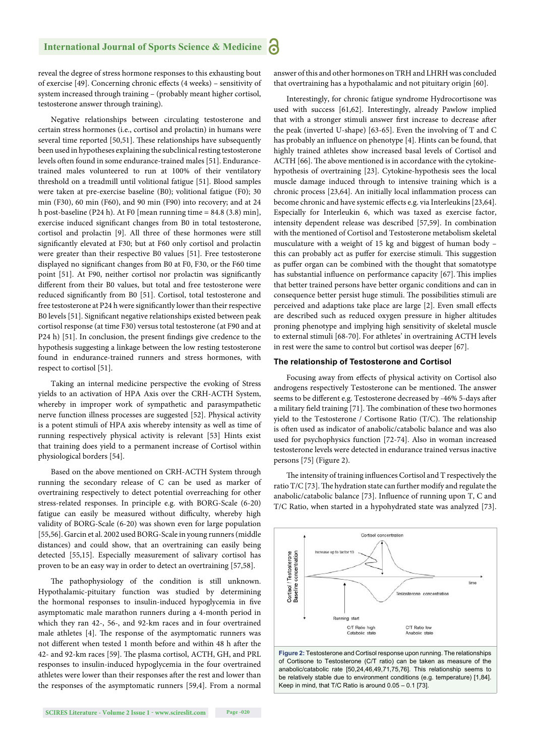reveal the degree of stress hormone responses to this exhausting bout of exercise [49]. Concerning chronic effects (4 weeks) – sensitivity of system increased through training – (probably meant higher cortisol, testosterone answer through training).

Negative relationships between circulating testosterone and certain stress hormones (i.e., cortisol and prolactin) in humans were several time reported [50,51]. These relationships have subsequently been used in hypotheses explaining the subclinical resting testosterone levels often found in some endurance-trained males [51]. Endurance-trained males volunteered to run at 100% of their ventilatory threshold on a treadmill until volitional fatigue [51]. Blood samples were taken at pre-exercise baseline (B0); volitional fatigue (F0); 30 min (F30), 60 min (F60), and 90 min (F90) into recovery; and at 24 h post-baseline (P24 h). At F0 [mean running time = 84.8 (3.8) min], exercise induced significant changes from B0 in total testosterone, cortisol and prolactin [9]. All three of these hormones were still significantly elevated at F30; but at F60 only cortisol and prolactin were greater than their respective B0 values [51]. Free testosterone displayed no significant changes from B0 at F0, F30, or the F60 time point [51]. At F90, neither cortisol nor prolactin was significantly different from their B0 values, but total and free testosterone were reduced significantly from B0 [51]. Cortisol, total testosterone and free testosterone at P24 h were significantly lower than their respective B0 levels [51]. Significant negative relationships existed between peak cortisol response (at time F30) versus total testosterone (at F90 and at P24 h) [51]. In conclusion, the present findings give credence to the hypothesis suggesting a linkage between the low resting testosterone found in endurance-trained runners and stress hormones, with respect to cortisol [51].

Taking an internal medicine perspective the evoking of Stress yields to an activation of HPA Axis over the CRH-ACTH System, whereby in improper work of sympathetic and parasympathetic nerve function illness processes are suggested [52]. Physical activity is a potent stimuli of HPA axis whereby intensity as well as time of running respectively physical activity is relevant [53] Hints exist that training does yield to a permanent increase of Cortisol within physiological borders [54].

Based on the above mentioned on CRH-ACTH System through running the secondary release of C can be used as marker of overtraining respectively to detect potential overreaching for other stress-related responses. In principle e.g. with BORG-Scale (6-20) fatigue can easily be measured without difficulty, whereby high validity of BORG-Scale (6-20) was shown even for large population [55,56]. Garcin et al. 2002 used BORG-Scale in young runners (middle distances) and could show, that an overtraining can easily being detected [55,15]. Especially measurement of salivary cortisol has proven to be an easy way in order to detect an overtraining [57,58].

The pathophysiology of the condition is still unknown. Hypothalamic-pituitary function was studied by determining the hormonal responses to insulin-induced hypoglycemia in five asymptomatic male marathon runners during a 4-month period in which they ran 42-, 56-, and 92-km races and in four overtrained male athletes [4]. The response of the asymptomatic runners was not different when tested 1 month before and within 48 h after the 42- and 92-km races [59]. The plasma cortisol, ACTH, GH, and PRL responses to insulin-induced hypoglycemia in the four overtrained athletes were lower than their responses after the rest and lower than the responses of the asymptomatic runners [59,4]. From a normal answer of this and other hormones on TRH and LHRH was concluded that overtraining has a hypothalamic and not pituitary origin [60].

Interestingly, for chronic fatigue syndrome Hydrocortisone was used with success [61,62]. Interestingly, already Pawlow implied that with a stronger stimuli answer first increase to decrease after the peak (inverted U-shape) [63-65]. Even the involving of T and C has probably an influence on phenotype [4]. Hints can be found, that highly trained athletes show increased basal levels of Cortisol and ACTH [66]. The above mentioned is in accordance with the cytokine-hypothesis of overtraining [23]. Cytokine-hypothesis sees the local muscle damage induced through to intensive training which is a chronic process [23,64]. An initially local inflammation process can become chronic and have systemic effects e.g. via Interleukins [23,64]. Especially for Interleukin 6, which was taxed as exercise factor, intensity dependent release was described [57,59]. In combination with the mentioned of Cortisol and Testosterone metabolism skeletal musculature with a weight of 15 kg and biggest of human body – this can probably act as puffer for exercise stimuli. This suggestion as puffer organ can be combined with the thought that somatotype has substantial influence on performance capacity [67]. This implies that better trained persons have better organic conditions and can in consequence better persist huge stimuli. The possibilities stimuli are perceived and adaptions take place are large [2]. Even small effects are described such as reduced oxygen pressure in higher altitudes proning phenotype and implying high sensitivity of skeletal muscle to external stimuli [68-70]. For athletes' in overtraining ACTH levels in rest were the same to control but cortisol was deeper [67].

### The relationship of Testosterone and Cortisol

Focusing away from effects of physical activity on Cortisol also androgens respectively Testosterone can be mentioned. The answer seems to be different e.g. Testosterone decreased by -46% 5-days after a military field training [71]. The combination of these two hormones yield to the Testosterone / Cortisone Ratio (T/C). The relationship is often used as indicator of anabolic/catabolic balance and was also used for psychophysics function [72-74]. Also in woman increased testosterone levels were detected in endurance trained versus inactive persons [75] (Figure 2).

The intensity of training influences Cortisol and T respectively the ratio T/C [73]. The hydration state can further modify and regulate the anabolic/catabolic balance [73]. Influence of running upon T, C and T/C Ratio, when started in a hypohydrated state was analyzed [73].

**Figure 2:** Testosterone and Cortisol response upon running. The relationships of Cortisone to Testosterone (C/T ratio) can be taken as measure of the anabolic/catabolic rate [50,24,46,49,71,75,76]. This relationship seems to be relatively stable due to environment conditions (e.g. temperature) [1,84]. Keep in mind, that T/C Ratio is around 0.05 – 0.1 [73].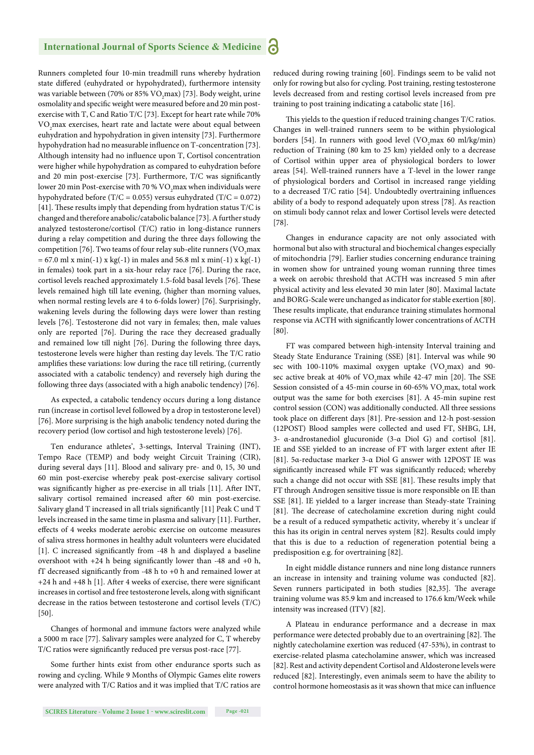Runners completed four 10-min treadmill runs whereby hydration state differed (euhydrated or hypohydrated), furthermore intensity was variable between (70% or 85% $VO_2$max) [73]. Body weight, urine osmolality and specific weight were measured before and 20 min post-exercise with T, C and Ratio T/C [73]. Except for heart rate while 70% $VO_2$max exercises, heart rate and lactate were about equal between euhydration and hypohydration in given intensity [73]. Furthermore hypohydration had no measurable influence on T-concentration [73]. Although intensity had no influence upon T, Cortisol concentration were higher while hypohydration as compared to euhydration before and 20 min post-exercise [73]. Furthermore, T/C was significantly lower 20 min Post-exercise with 70 % $VO_2$max when individuals were hypohydrated before (T/C = 0.055) versus euhydrated (T/C = 0.072) [41]. These results imply that depending from hydration status T/C is changed and therefore anabolic/catabolic balance [73]. A further study analyzed testosterone/cortisol (T/C) ratio in long-distance runners during a relay competition and during the three days following the competition [76]. Two teams of four relay sub-elite runners ($VO_2$max = 67.0 ml x min(-1) x kg(-1) in males and 56.8 ml x min(-1) x kg(-1) in females) took part in a six-hour relay race [76]. During the race, cortisol levels reached approximately 1.5-fold basal levels [76]. These levels remained high till late evening, (higher than morning values, when normal resting levels are 4 to 6-folds lower) [76]. Surprisingly, wakening levels during the following days were lower than resting levels [76]. Testosterone did not vary in females; then, male values only are reported [76]. During the race they decreased gradually and remained low till night [76]. During the following three days, testosterone levels were higher than resting day levels. The T/C ratio amplifies these variations: low during the race till retiring, (currently associated with a catabolic tendency) and reversely high during the following three days (associated with a high anabolic tendency) [76].

As expected, a catabolic tendency occurs during a long distance run (increase in cortisol level followed by a drop in testosterone level) [76]. More surprising is the high anabolic tendency noted during the recovery period (low cortisol and high testosterone levels) [76].

Ten endurance athletes', 3-settings, Interval Training (INT), Tempo Race (TEMP) and body weight Circuit Training (CIR), during several days [11]. Blood and salivary pre- and 0, 15, 30 und 60 min post-exercise whereby peak post-exercise salivary cortisol was significantly higher as pre-exercise in all trials [11]. After INT, salivary cortisol remained increased after 60 min post-exercise. Salivary gland T increased in all trials significantly [11] Peak C und T levels increased in the same time in plasma and salivary [11]. Further, effects of 4 weeks moderate aerobic exercise on outcome measures of saliva stress hormones in healthy adult volunteers were elucidated [1]. C increased significantly from -48 h and displayed a baseline overshoot with +24 h being significantly lower than -48 and +0 h, fT decreased significantly from -48 h to +0 h and remained lower at +24 h and +48 h [1]. After 4 weeks of exercise, there were significant increases in cortisol and free testosterone levels, along with significant decrease in the ratios between testosterone and cortisol levels (T/C) [50].

Changes of hormonal and immune factors were analyzed while a 5000 m race [77]. Salivary samples were analyzed for C, T whereby T/C ratios were significantly reduced pre versus post-race [77].

Some further hints exist from other endurance sports such as rowing and cycling. While 9 Months of Olympic Games elite rowers were analyzed with T/C Ratios and it was implied that T/C ratios are reduced during rowing training [60]. Findings seem to be valid not only for rowing but also for cycling. Post training, resting testosterone levels decreased from and resting cortisol levels increased from pre training to post training indicating a catabolic state [16].

This yields to the question if reduced training changes T/C ratios. Changes in well-trained runners seem to be within physiological borders [54]. In runners with good level ($VO_2$max 60 ml/kg/min) reduction of Training (80 km to 25 km) yielded only to a decrease of Cortisol within upper area of physiological borders to lower areas [54]. Well-trained runners have a T-level in the lower range of physiological borders and Cortisol in increased range yielding to a decreased T/C ratio [54]. Undoubtedly overtraining influences ability of a body to respond adequately upon stress [78]. As reaction on stimuli body cannot relax and lower Cortisol levels were detected [78].

Changes in endurance capacity are not only associated with hormonal but also with structural and biochemical changes especially of mitochondria [79]. Earlier studies concerning endurance training in women show for untrained young woman running three times a week on aerobic threshold that ACTH was increased 5 min after physical activity and less elevated 30 min later [80]. Maximal lactate and BORG-Scale were unchanged as indicator for stable exertion [80]. These results implicate, that endurance training stimulates hormonal response via ACTH with significantly lower concentrations of ACTH [80].

FT was compared between high-intensity Interval training and Steady State Endurance Training (SSE) [81]. Interval was while 90 sec with 100-110% maximal oxygen uptake ($VO_2$max) and 90-sec active break at 40% of $VO_2$max while 42-47 min [20]. The SSE Session consisted of a 45-min course in 60-65% $VO_2$max, total work output was the same for both exercises [81]. A 45-min supine rest control session (CON) was additionally conducted. All three sessions took place on different days [81]. Pre-session and 12-h post-session (12POST) Blood samples were collected and used FT, SHBG, LH, 3- α-androstanediol glucuronide (3-α Diol G) and cortisol [81]. IE and SSE yielded to an increase of FT with larger extent after IE [81]. 5α-reductase marker 3-α Diol G answer with 12POST IE was significantly increased while FT was significantly reduced; whereby such a change did not occur with SSE [81]. These results imply that FT through Androgen sensitive tissue is more responsible on IE than SSE [81]. IE yielded to a larger increase than Steady-state Training [81]. The decrease of catecholamine excretion during night could be a result of a reduced sympathetic activity, whereby it´s unclear if this has its origin in central nerves system [82]. Results could imply that this is due to a reduction of regeneration potential being a predisposition e.g. for overtraining [82].

In eight middle distance runners and nine long distance runners an increase in intensity and training volume was conducted [82]. Seven runners participated in both studies [82,35]. The average training volume was 85.9 km and increased to 176.6 km/Week while intensity was increased (ITV) [82].

A Plateau in endurance performance and a decrease in max performance were detected probably due to an overtraining [82]. The nightly catecholamine exertion was reduced (47-53%), in contrast to exercise-related plasma catecholamine answer, which was increased [82]. Rest and activity dependent Cortisol and Aldosterone levels were reduced [82]. Interestingly, even animals seem to have the ability to control hormone homeostasis as it was shown that mice can influence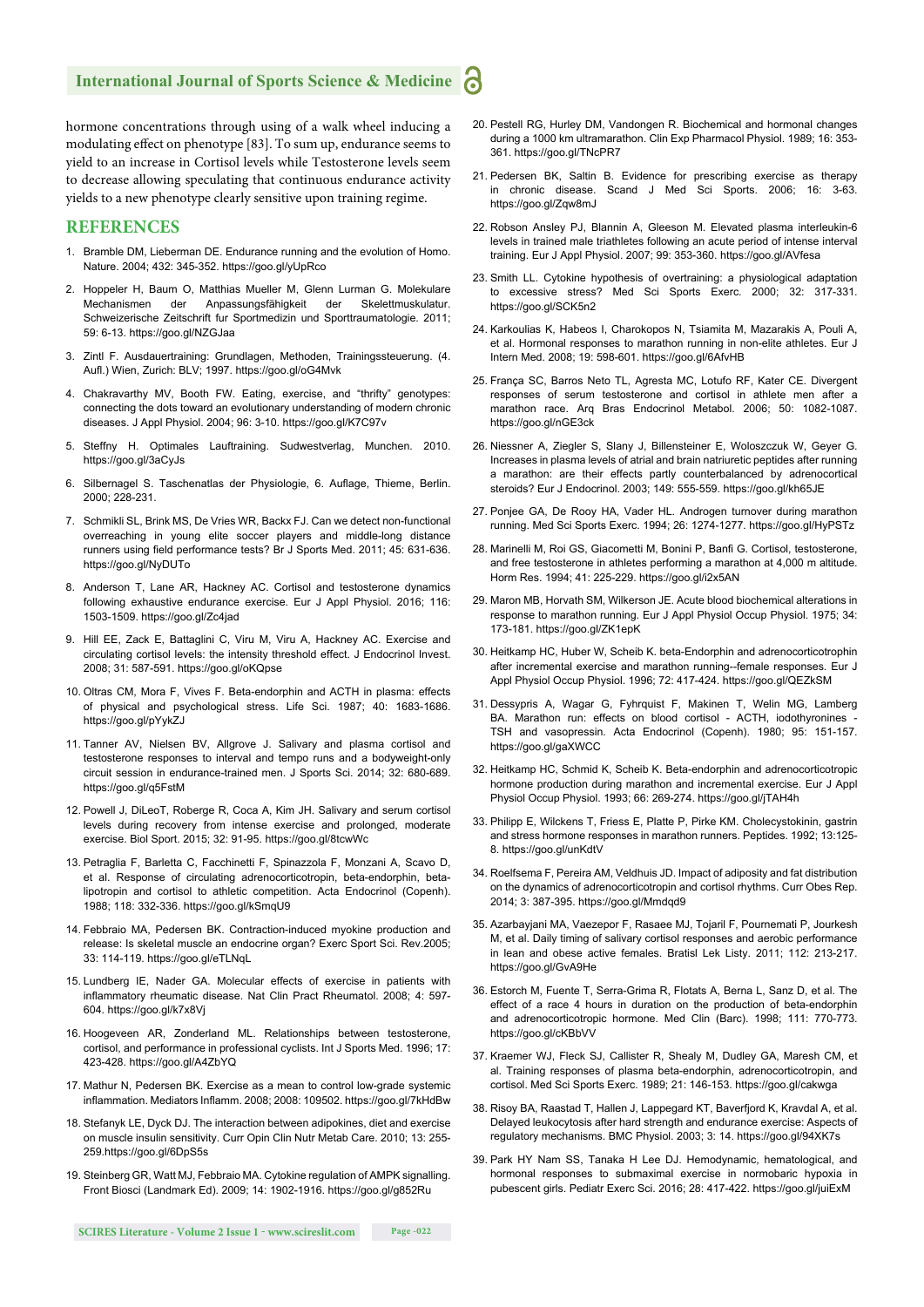hormone concentrations through using of a walk wheel inducing a modulating effect on phenotype [83]. To sum up, endurance seems to yield to an increase in Cortisol levels while Testosterone levels seem to decrease allowing speculating that continuous endurance activity yields to a new phenotype clearly sensitive upon training regime.

## REFERENCES

1. Bramble DM, Lieberman DE. Endurance running and the evolution of Homo. Nature. 2004; 432: 345-352. https://goo.gl/yUpRco
2. Hoppeler H, Baum O, Matthias Mueller M, Glenn Lurman G. Molekulare Mechanismen der Anpassungsfähigkeit der Skelettmuskulatur. Schweizerische Zeitschrift fur Sportmedizin und Sporttraumatologie. 2011; 59: 6-13. https://goo.gl/NZGJaa
3. Zintl F. Ausdauertraining: Grundlagen, Methoden, Trainingssteuerung. (4. Aufl.) Wien, Zurich: BLV; 1997. https://goo.gl/oG4Mvk
4. Chakravarthy MV, Booth FW. Eating, exercise, and "thrifty" genotypes: connecting the dots toward an evolutionary understanding of modern chronic diseases. J Appl Physiol. 2004; 96: 3-10. https://goo.gl/K7C97v
5. Steffny H. Optimales Lauftraining. Sudwestverlag, Munchen. 2010. https://goo.gl/3aCyJs
6. Silbernagel S. Taschenatlas der Physiologie, 6. Auflage, Thieme, Berlin. 2000; 228-231.
7. Schmikli SL, Brink MS, De Vries WR, Backx FJ. Can we detect non-functional overreaching in young elite soccer players and middle-long distance runners using field performance tests? Br J Sports Med. 2011; 45: 631-636. https://goo.gl/NyDUTo
8. Anderson T, Lane AR, Hackney AC. Cortisol and testosterone dynamics following exhaustive endurance exercise. Eur J Appl Physiol. 2016; 116: 1503-1509. https://goo.gl/Zc4jad
9. Hill EE, Zack E, Battaglini C, Viru M, Viru A, Hackney AC. Exercise and circulating cortisol levels: the intensity threshold effect. J Endocrinol Invest. 2008; 31: 587-591. https://goo.gl/oKQpse
10. Oltras CM, Mora F, Vives F. Beta-endorphin and ACTH in plasma: effects of physical and psychological stress. Life Sci. 1987; 40: 1683-1686. https://goo.gl/pYykZJ
11. Tanner AV, Nielsen BV, Allgrove J. Salivary and plasma cortisol and testosterone responses to interval and tempo runs and a bodyweight-only circuit session in endurance-trained men. J Sports Sci. 2014; 32: 680-689. https://goo.gl/q5FstM
12. Powell J, DiLeoT, Roberge R, Coca A, Kim JH. Salivary and serum cortisol levels during recovery from intense exercise and prolonged, moderate exercise. Biol Sport. 2015; 32: 91-95. https://goo.gl/8tcwWc
13. Petraglia F, Barletta C, Facchinetti F, Spinazzola F, Monzani A, Scavo D, et al. Response of circulating adrenocorticotropin, beta-endorphin, beta-lipotropin and cortisol to athletic competition. Acta Endocrinol (Copenh). 1988; 118: 332-336. https://goo.gl/kSmqU9
14. Febbraio MA, Pedersen BK. Contraction-induced myokine production and release: Is skeletal muscle an endocrine organ? Exerc Sport Sci. Rev.2005; 33: 114-119. https://goo.gl/eTLNqL
15. Lundberg IE, Nader GA. Molecular effects of exercise in patients with inflammatory rheumatic disease. Nat Clin Pract Rheumatol. 2008; 4: 597-604. https://goo.gl/k7x8Vj
16. Hoogeveen AR, Zonderland ML. Relationships between testosterone, cortisol, and performance in professional cyclists. Int J Sports Med. 1996; 17: 423-428. https://goo.gl/A4ZbYQ
17. Mathur N, Pedersen BK. Exercise as a mean to control low-grade systemic inflammation. Mediators Inflamm. 2008; 2008: 109502. https://goo.gl/7kHdBw
18. Stefanyk LE, Dyck DJ. The interaction between adipokines, diet and exercise on muscle insulin sensitivity. Curr Opin Clin Nutr Metab Care. 2010; 13: 255-259.https://goo.gl/6DpS5s
19. Steinberg GR, Watt MJ, Febbraio MA. Cytokine regulation of AMPK signalling. Front Biosci (Landmark Ed). 2009; 14: 1902-1916. https://goo.gl/g852Ru
20. Pestell RG, Hurley DM, Vandongen R. Biochemical and hormonal changes during a 1000 km ultramarathon. Clin Exp Pharmacol Physiol. 1989; 16: 353-361. https://goo.gl/TNcPR7
21. Pedersen BK, Saltin B. Evidence for prescribing exercise as therapy in chronic disease. Scand J Med Sci Sports. 2006; 16: 3-63. https://goo.gl/Zqw8mJ
22. Robson Ansley PJ, Blannin A, Gleeson M. Elevated plasma interleukin-6 levels in trained male triathletes following an acute period of intense interval training. Eur J Appl Physiol. 2007; 99: 353-360. https://goo.gl/AVfesa
23. Smith LL. Cytokine hypothesis of overtraining: a physiological adaptation to excessive stress? Med Sci Sports Exerc. 2000; 32: 317-331. https://goo.gl/SCK5n2
24. Karkoulias K, Habeos I, Charokopos N, Tsiamita M, Mazarakis A, Pouli A, et al. Hormonal responses to marathon running in non-elite athletes. Eur J Intern Med. 2008; 19: 598-601. https://goo.gl/6AfvHB
25. França SC, Barros Neto TL, Agresta MC, Lotufo RF, Kater CE. Divergent responses of serum testosterone and cortisol in athlete men after a marathon race. Arq Bras Endocrinol Metabol. 2006; 50: 1082-1087. https://goo.gl/nGE3ck
26. Niessner A, Ziegler S, Slany J, Billensteiner E, Woloszczuk W, Geyer G. Increases in plasma levels of atrial and brain natriuretic peptides after running a marathon: are their effects partly counterbalanced by adrenocortical steroids? Eur J Endocrinol. 2003; 149: 555-559. https://goo.gl/kh65JE
27. Ponjee GA, De Rooy HA, Vader HL. Androgen turnover during marathon running. Med Sci Sports Exerc. 1994; 26: 1274-1277. https://goo.gl/HyPSTz
28. Marinelli M, Roi GS, Giacometti M, Bonini P, Banfi G. Cortisol, testosterone, and free testosterone in athletes performing a marathon at 4,000 m altitude. Horm Res. 1994; 41: 225-229. https://goo.gl/i2x5AN
29. Maron MB, Horvath SM, Wilkerson JE. Acute blood biochemical alterations in response to marathon running. Eur J Appl Physiol Occup Physiol. 1975; 34: 173-181. https://goo.gl/ZK1epK
30. Heitkamp HC, Huber W, Scheib K. beta-Endorphin and adrenocorticotrophin after incremental exercise and marathon running--female responses. Eur J Appl Physiol Occup Physiol. 1996; 72: 417-424. https://goo.gl/QEZkSM
31. Dessypris A, Wagar G, Fyhrquist F, Makinen T, Welin MG, Lamberg BA. Marathon run: effects on blood cortisol - ACTH, iodothyronines - TSH and vasopressin. Acta Endocrinol (Copenh). 1980; 95: 151-157. https://goo.gl/gaXWCC
32. Heitkamp HC, Schmid K, Scheib K. Beta-endorphin and adrenocorticotropic hormone production during marathon and incremental exercise. Eur J Appl Physiol Occup Physiol. 1993; 66: 269-274. https://goo.gl/jTAH4h
33. Philipp E, Wilckens T, Friess E, Platte P, Pirke KM. Cholecystokinin, gastrin and stress hormone responses in marathon runners. Peptides. 1992; 13:125-8. https://goo.gl/unKdtV
34. Roelfsema F, Pereira AM, Veldhuis JD. Impact of adiposity and fat distribution on the dynamics of adrenocorticotropin and cortisol rhythms. Curr Obes Rep. 2014; 3: 387-395. https://goo.gl/Mmdqd9
35. Azarbayjani MA, Vaezepor F, Rasaee MJ, Tojaril F, Pournemati P, Jourkesh M, et al. Daily timing of salivary cortisol responses and aerobic performance in lean and obese active females. Bratisl Lek Listy. 2011; 112: 213-217. https://goo.gl/GvA9He
36. Estorch M, Fuente T, Serra-Grima R, Flotats A, Berna L, Sanz D, et al. The effect of a race 4 hours in duration on the production of beta-endorphin and adrenocorticotropic hormone. Med Clin (Barc). 1998; 111: 770-773. https://goo.gl/cKBbVV
37. Kraemer WJ, Fleck SJ, Callister R, Shealy M, Dudley GA, Maresh CM, et al. Training responses of plasma beta-endorphin, adrenocorticotropin, and cortisol. Med Sci Sports Exerc. 1989; 21: 146-153. https://goo.gl/cakwga
38. Risoy BA, Raastad T, Hallen J, Lappegard KT, Baverfjord K, Kravdal A, et al. Delayed leukocytosis after hard strength and endurance exercise: Aspects of regulatory mechanisms. BMC Physiol. 2003; 3: 14. https://goo.gl/94XK7s
39. Park HY Nam SS, Tanaka H Lee DJ. Hemodynamic, hematological, and hormonal responses to submaximal exercise in normobaric hypoxia in pubescent girls. Pediatr Exerc Sci. 2016; 28: 417-422. https://goo.gl/juiExM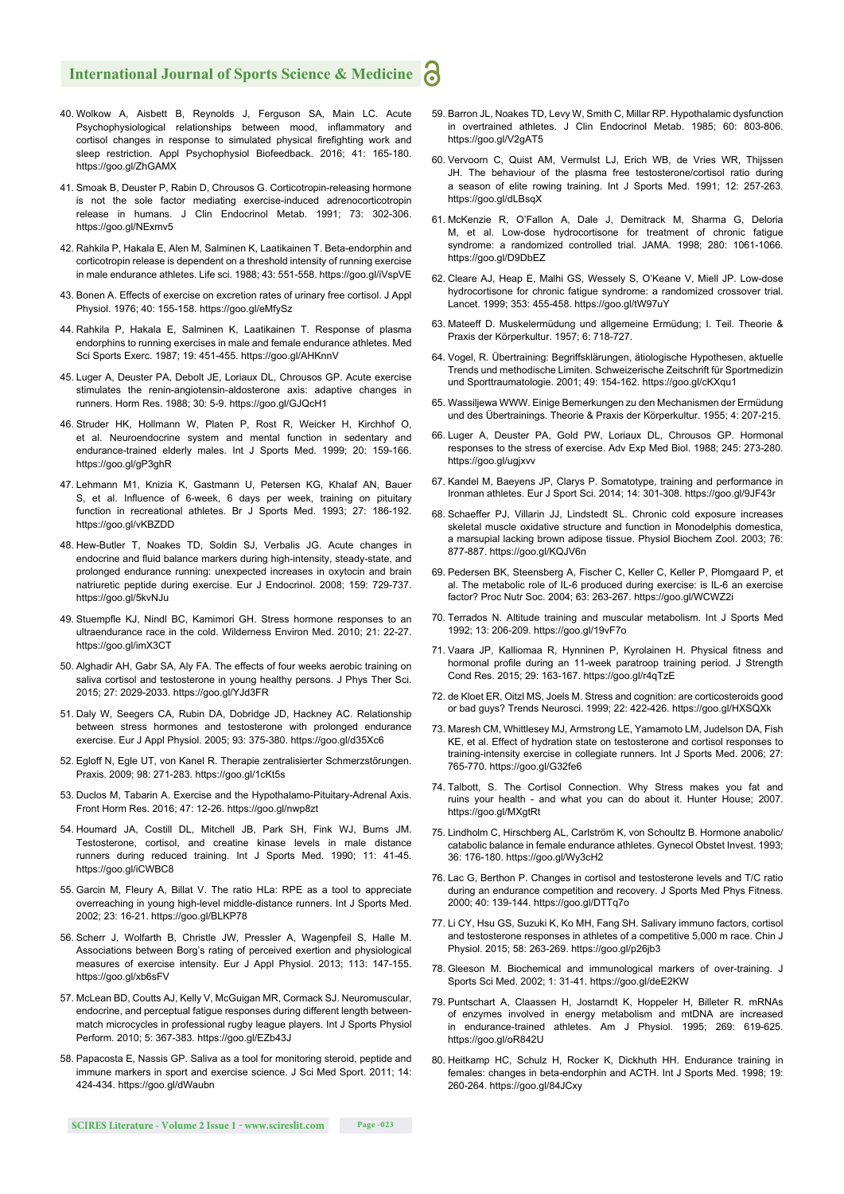40. Wolkow A, Aisbett B, Reynolds J, Ferguson SA, Main LC. Acute Psychophysiological relationships between mood, inflammatory and cortisol changes in response to simulated physical firefighting work and sleep restriction. Appl Psychophysiol Biofeedback. 2016; 41: 165-180. https://goo.gl/ZhGAMX

41. Smoak B, Deuster P, Rabin D, Chrousos G. Corticotropin-releasing hormone is not the sole factor mediating exercise-induced adrenocorticotropin release in humans. J Clin Endocrinol Metab. 1991; 73: 302-306. https://goo.gl/NExmv5

42. Rahkila P, Hakala E, Alen M, Salminen K, Laatikainen T. Beta-endorphin and corticotropin release is dependent on a threshold intensity of running exercise in male endurance athletes. Life sci. 1988; 43: 551-558. https://goo.gl/iVspVE

43. Bonen A. Effects of exercise on excretion rates of urinary free cortisol. J Appl Physiol. 1976; 40: 155-158. https://goo.gl/eMfySz

44. Rahkila P, Hakala E, Salminen K, Laatikainen T. Response of plasma endorphins to running exercises in male and female endurance athletes. Med Sci Sports Exerc. 1987; 19: 451-455. https://goo.gl/AHKnnV

45. Luger A, Deuster PA, Debolt JE, Loriaux DL, Chrousos GP. Acute exercise stimulates the renin-angiotensin-aldosterone axis: adaptive changes in runners. Horm Res. 1988; 30: 5-9. https://goo.gl/GJQcH1

46. Struder HK, Hollmann W, Platen P, Rost R, Weicker H, Kirchhof O, et al. Neuroendocrine system and mental function in sedentary and endurance-trained elderly males. Int J Sports Med. 1999; 20: 159-166. https://goo.gl/gP3ghR

47. Lehmann M1, Knizia K, Gastmann U, Petersen KG, Khalaf AN, Bauer S, et al. Influence of 6-week, 6 days per week, training on pituitary function in recreational athletes. Br J Sports Med. 1993; 27: 186-192. https://goo.gl/vKBZDD

48. Hew-Butler T, Noakes TD, Soldin SJ, Verbalis JG. Acute changes in endocrine and fluid balance markers during high-intensity, steady-state, and prolonged endurance running: unexpected increases in oxytocin and brain natriuretic peptide during exercise. Eur J Endocrinol. 2008; 159: 729-737. https://goo.gl/5kvNJu

49. Stuempfle KJ, Nindl BC, Kamimori GH. Stress hormone responses to an ultraendurance race in the cold. Wilderness Environ Med. 2010; 21: 22-27. https://goo.gl/imX3CT

50. Alghadir AH, Gabr SA, Aly FA. The effects of four weeks aerobic training on saliva cortisol and testosterone in young healthy persons. J Phys Ther Sci. 2015; 27: 2029-2033. https://goo.gl/YJd3FR

51. Daly W, Seegers CA, Rubin DA, Dobridge JD, Hackney AC. Relationship between stress hormones and testosterone with prolonged endurance exercise. Eur J Appl Physiol. 2005; 93: 375-380. https://goo.gl/d35Xc6

52. Egloff N, Egle UT, von Kanel R. Therapie zentralisierter Schmerzstörungen. Praxis. 2009; 98: 271-283. https://goo.gl/1cKt5s

53. Duclos M, Tabarin A. Exercise and the Hypothalamo-Pituitary-Adrenal Axis. Front Horm Res. 2016; 47: 12-26. https://goo.gl/nwp8zt

54. Houmard JA, Costill DL, Mitchell JB, Park SH, Fink WJ, Burns JM. Testosterone, cortisol, and creatine kinase levels in male distance runners during reduced training. Int J Sports Med. 1990; 11: 41-45. https://goo.gl/iCWBC8

55. Garcin M, Fleury A, Billat V. The ratio HLa: RPE as a tool to appreciate overreaching in young high-level middle-distance runners. Int J Sports Med. 2002; 23: 16-21. https://goo.gl/BLKP78

56. Scherr J, Wolfarth B, Christle JW, Pressler A, Wagenpfeil S, Halle M. Associations between Borg's rating of perceived exertion and physiological measures of exercise intensity. Eur J Appl Physiol. 2013; 113: 147-155. https://goo.gl/xb6sFV

57. McLean BD, Coutts AJ, Kelly V, McGuigan MR, Cormack SJ. Neuromuscular, endocrine, and perceptual fatigue responses during different length between-match microcycles in professional rugby league players. Int J Sports Physiol Perform. 2010; 5: 367-383. https://goo.gl/EZb43J

58. Papacosta E, Nassis GP. Saliva as a tool for monitoring steroid, peptide and immune markers in sport and exercise science. J Sci Med Sport. 2011; 14: 424-434. https://goo.gl/dWaubn

59. Barron JL, Noakes TD, Levy W, Smith C, Millar RP. Hypothalamic dysfunction in overtrained athletes. J Clin Endocrinol Metab. 1985; 60: 803-806. https://goo.gl/V2gAT5

60. Vervoorn C, Quist AM, Vermulst LJ, Erich WB, de Vries WR, Thijssen JH. The behaviour of the plasma free testosterone/cortisol ratio during a season of elite rowing training. Int J Sports Med. 1991; 12: 257-263. https://goo.gl/dLBsqX

61. McKenzie R, O'Fallon A, Dale J, Demitrack M, Sharma G, Deloria M, et al. Low-dose hydrocortisone for treatment of chronic fatigue syndrome: a randomized controlled trial. JAMA. 1998; 280: 1061-1066. https://goo.gl/D9DbEZ

62. Cleare AJ, Heap E, Malhi GS, Wessely S, O'Keane V, Miell JP. Low-dose hydrocortisone for chronic fatigue syndrome: a randomized crossover trial. Lancet. 1999; 353: 455-458. https://goo.gl/tW97uY

63. Mateeff D. Muskelermüdung und allgemeine Ermüdung; I. Teil. Theorie & Praxis der Körperkultur. 1957; 6: 718-727.

64. Vogel, R. Übertraining: Begriffsklärungen, ätiologische Hypothesen, aktuelle Trends und methodische Limiten. Schweizerische Zeitschrift für Sportmedizin und Sporttraumatologie. 2001; 49: 154-162. https://goo.gl/cKXqu1

65. Wassiljewa WWW. Einige Bemerkungen zu den Mechanismen der Ermüdung und des Übertrainings. Theorie & Praxis der Körperkultur. 1955; 4: 207-215.

66. Luger A, Deuster PA, Gold PW, Loriaux DL, Chrousos GP. Hormonal responses to the stress of exercise. Adv Exp Med Biol. 1988; 245: 273-280. https://goo.gl/ugjxvv

67. Kandel M, Baeyens JP, Clarys P. Somatotype, training and performance in Ironman athletes. Eur J Sport Sci. 2014; 14: 301-308. https://goo.gl/9JF43r

68. Schaeffer PJ, Villarin JJ, Lindstedt SL. Chronic cold exposure increases skeletal muscle oxidative structure and function in Monodelphis domestica, a marsupial lacking brown adipose tissue. Physiol Biochem Zool. 2003; 76: 877-887. https://goo.gl/KQJV6n

69. Pedersen BK, Steensberg A, Fischer C, Keller C, Keller P, Plomgaard P, et al. The metabolic role of IL-6 produced during exercise: is IL-6 an exercise factor? Proc Nutr Soc. 2004; 63: 263-267. https://goo.gl/WCWZ2i

70. Terrados N. Altitude training and muscular metabolism. Int J Sports Med 1992; 13: 206-209. https://goo.gl/19vF7o

71. Vaara JP, Kalliomaa R, Hynninen P, Kyrolainen H. Physical fitness and hormonal profile during an 11-week paratroop training period. J Strength Cond Res. 2015; 29: 163-167. https://goo.gl/r4qTzE

72. de Kloet ER, Oitzl MS, Joels M. Stress and cognition: are corticosteroids good or bad guys? Trends Neurosci. 1999; 22: 422-426. https://goo.gl/HXSQXk

73. Maresh CM, Whittlesey MJ, Armstrong LE, Yamamoto LM, Judelson DA, Fish KE, et al. Effect of hydration state on testosterone and cortisol responses to training-intensity exercise in collegiate runners. Int J Sports Med. 2006; 27: 765-770. https://goo.gl/G32fe6

74. Talbott, S. The Cortisol Connection. Why Stress makes you fat and ruins your health - and what you can do about it. Hunter House; 2007. https://goo.gl/MXgtRt

75. Lindholm C, Hirschberg AL, Carlström K, von Schoultz B. Hormone anabolic/catabolic balance in female endurance athletes. Gynecol Obstet Invest. 1993; 36: 176-180. https://goo.gl/Wy3cH2

76. Lac G, Berthon P. Changes in cortisol and testosterone levels and T/C ratio during an endurance competition and recovery. J Sports Med Phys Fitness. 2000; 40: 139-144. https://goo.gl/DTTq7o

77. Li CY, Hsu GS, Suzuki K, Ko MH, Fang SH. Salivary immuno factors, cortisol and testosterone responses in athletes of a competitive 5,000 m race. Chin J Physiol. 2015; 58: 263-269. https://goo.gl/p26jb3

78. Gleeson M. Biochemical and immunological markers of over-training. J Sports Sci Med. 2002; 1: 31-41. https://goo.gl/deE2KW

79. Puntschart A, Claassen H, Jostarndt K, Hoppeler H, Billeter R. mRNAs of enzymes involved in energy metabolism and mtDNA are increased in endurance-trained athletes. Am J Physiol. 1995; 269: 619-625. https://goo.gl/oR842U

80. Heitkamp HC, Schulz H, Rocker K, Dickhuth HH. Endurance training in females: changes in beta-endorphin and ACTH. Int J Sports Med. 1998; 19: 260-264. https://goo.gl/84JCxy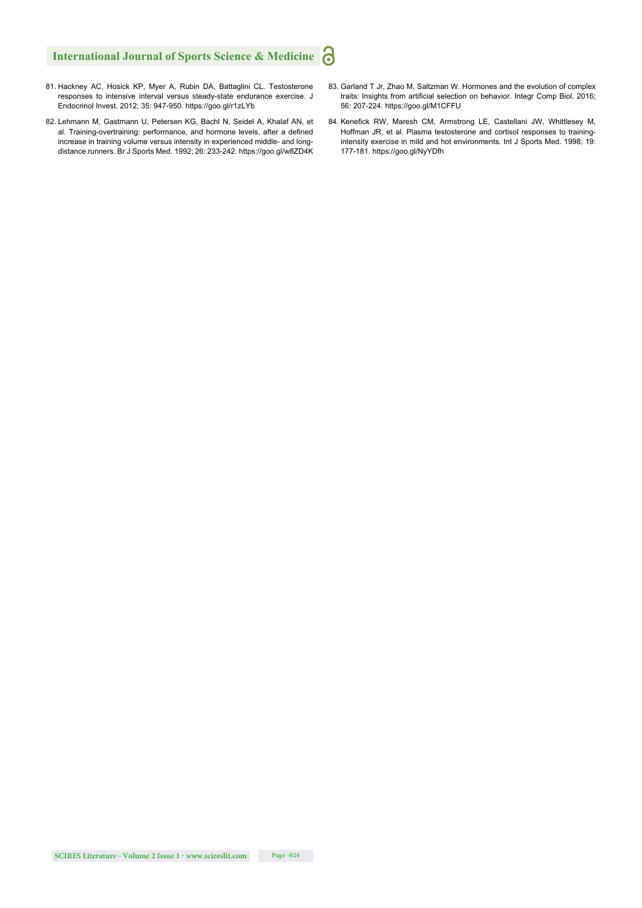81. Hackney AC, Hosick KP, Myer A, Rubin DA, Battaglini CL. Testosterone responses to intensive interval versus steady-state endurance exercise. J Endocrinol Invest. 2012; 35: 947-950. https://goo.gl/r1zLYb

82. Lehmann M, Gastmann U, Petersen KG, Bachl N, Seidel A, Khalaf AN, et al. Training-overtraining: performance, and hormone levels, after a defined increase in training volume versus intensity in experienced middle- and long-distance runners. Br J Sports Med. 1992; 26: 233-242. https://goo.gl/w8ZD4K

83. Garland T Jr, Zhao M, Saltzman W. Hormones and the evolution of complex traits: Insights from artificial selection on behavior. Integr Comp Biol. 2016; 56: 207-224. https://goo.gl/M1CFFU

84. Kenefick RW, Maresh CM, Armstrong LE, Castellani JW, Whittlesey M, Hoffman JR, et al. Plasma testosterone and cortisol responses to training-intensity exercise in mild and hot environments. Int J Sports Med. 1998; 19: 177-181. https://goo.gl/NyYDfh